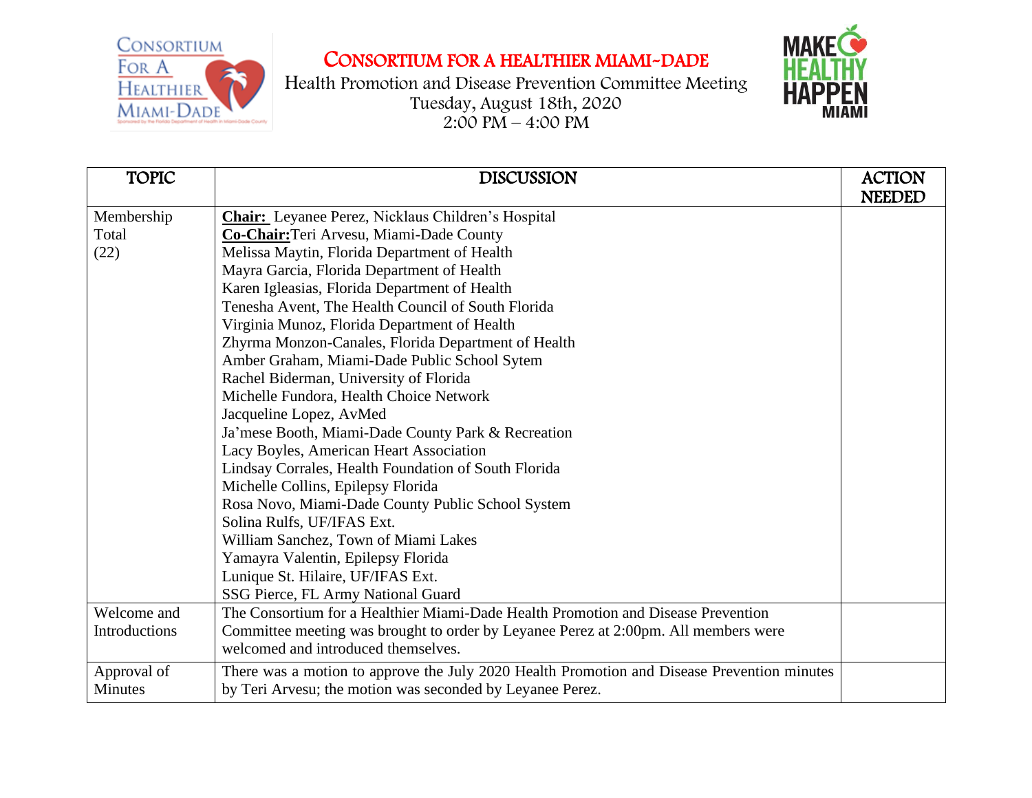# CONSORTIUM FOR A HEALTHIER MIAMI-DADE

Health Promotion and Disease Prevention Committee Meeting
Tuesday, August 18th, 2020
2:00 PM – 4:00 PM

| TOPIC | DISCUSSION | ACTION NEEDED |
|---|---|---|
| Membership Total (22) | **Chair:** Leyanee Perez, Nicklaus Children's Hospital<br>**Co-Chair:** Teri Arvesu, Miami-Dade County<br>Melissa Maytin, Florida Department of Health<br>Mayra Garcia, Florida Department of Health<br>Karen Igleasias, Florida Department of Health<br>Tenesha Avent, The Health Council of South Florida<br>Virginia Munoz, Florida Department of Health<br>Zhyrma Monzon-Canales, Florida Department of Health<br>Amber Graham, Miami-Dade Public School Sytem<br>Rachel Biderman, University of Florida<br>Michelle Fundora, Health Choice Network<br>Jacqueline Lopez, AvMed<br>Ja'mese Booth, Miami-Dade County Park & Recreation<br>Lacy Boyles, American Heart Association<br>Lindsay Corrales, Health Foundation of South Florida<br>Michelle Collins, Epilepsy Florida<br>Rosa Novo, Miami-Dade County Public School System<br>Solina Rulfs, UF/IFAS Ext.<br>William Sanchez, Town of Miami Lakes<br>Yamayra Valentin, Epilepsy Florida<br>Lunique St. Hilaire, UF/IFAS Ext.<br>SSG Pierce, FL Army National Guard | |
| Welcome and Introductions | The Consortium for a Healthier Miami-Dade Health Promotion and Disease Prevention Committee meeting was brought to order by Leyanee Perez at 2:00pm. All members were welcomed and introduced themselves. | |
| Approval of Minutes | There was a motion to approve the July 2020 Health Promotion and Disease Prevention minutes by Teri Arvesu; the motion was seconded by Leyanee Perez. | |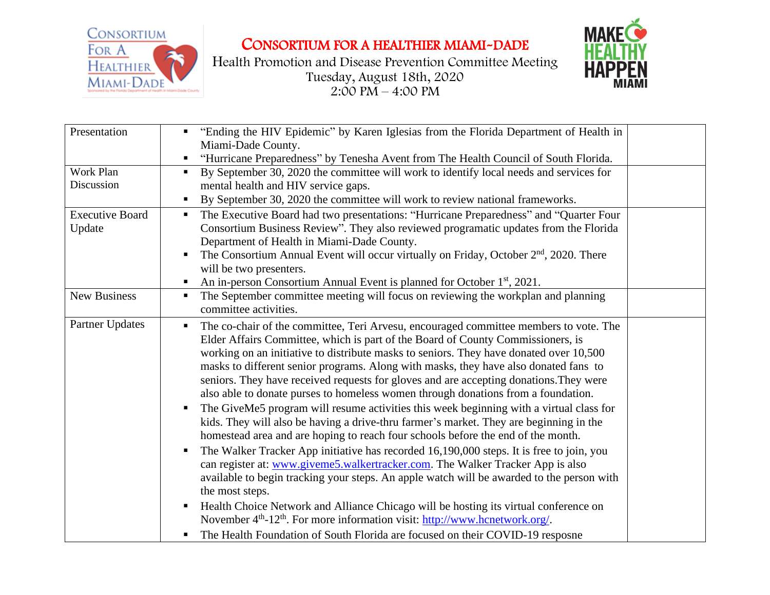# Consortium for a Healthier Miami-Dade

Health Promotion and Disease Prevention Committee Meeting
Tuesday, August 18th, 2020
2:00 PM – 4:00 PM

| | | |
|---|---|---|
| Presentation | ▪ "Ending the HIV Epidemic" by Karen Iglesias from the Florida Department of Health in Miami-Dade County.<br>▪ "Hurricane Preparedness" by Tenesha Avent from The Health Council of South Florida. | |
| Work Plan Discussion | ▪ By September 30, 2020 the committee will work to identify local needs and services for mental health and HIV service gaps.<br>▪ By September 30, 2020 the committee will work to review national frameworks. | |
| Executive Board Update | ▪ The Executive Board had two presentations: "Hurricane Preparedness" and "Quarter Four Consortium Business Review". They also reviewed programatic updates from the Florida Department of Health in Miami-Dade County.<br>▪ The Consortium Annual Event will occur virtually on Friday, October 2nd, 2020. There will be two presenters.<br>▪ An in-person Consortium Annual Event is planned for October 1st, 2021. | |
| New Business | ▪ The September committee meeting will focus on reviewing the workplan and planning committee activities. | |
| Partner Updates | ▪ The co-chair of the committee, Teri Arvesu, encouraged committee members to vote. The Elder Affairs Committee, which is part of the Board of County Commissioners, is working on an initiative to distribute masks to seniors. They have donated over 10,500 masks to different senior programs. Along with masks, they have also donated fans to seniors. They have received requests for gloves and are accepting donations.They were also able to donate purses to homeless women through donations from a foundation.<br>▪ The GiveMe5 program will resume activities this week beginning with a virtual class for kids. They will also be having a drive-thru farmer's market. They are beginning in the homestead area and are hoping to reach four schools before the end of the month.<br>▪ The Walker Tracker App initiative has recorded 16,190,000 steps. It is free to join, you can register at: www.giveme5.walkertracker.com. The Walker Tracker App is also available to begin tracking your steps. An apple watch will be awarded to the person with the most steps.<br>▪ Health Choice Network and Alliance Chicago will be hosting its virtual conference on November 4th-12th. For more information visit: http://www.hcnetwork.org/.<br>▪ The Health Foundation of South Florida are focused on their COVID-19 resposne | |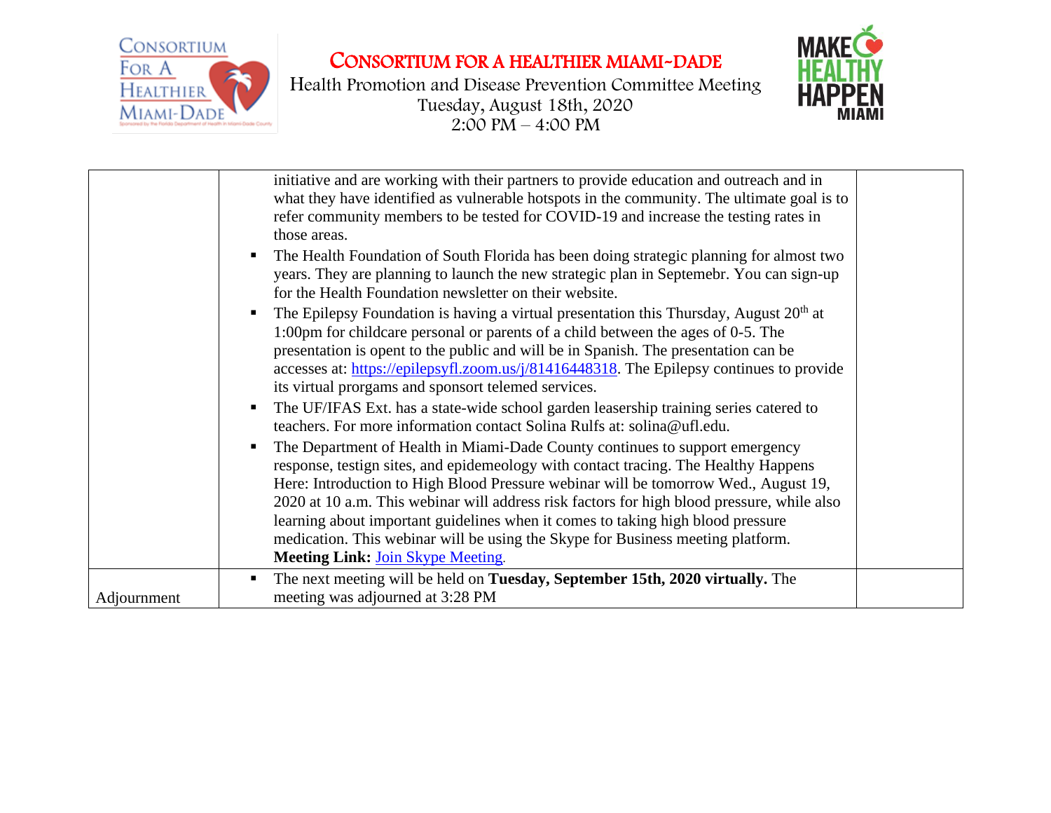| | | |
|---|---|---|
| | initiative and are working with their partners to provide education and outreach and in what they have identified as vulnerable hotspots in the community. The ultimate goal is to refer community members to be tested for COVID-19 and increase the testing rates in those areas.<br>▪ The Health Foundation of South Florida has been doing strategic planning for almost two years. They are planning to launch the new strategic plan in Septemebr. You can sign-up for the Health Foundation newsletter on their website.<br>▪ The Epilepsy Foundation is having a virtual presentation this Thursday, August 20th at 1:00pm for childcare personal or parents of a child between the ages of 0-5. The presentation is opent to the public and will be in Spanish. The presentation can be accesses at: https://epilepsyfl.zoom.us/j/81416448318. The Epilepsy continues to provide its virtual prorgams and sponsort telemed services.<br>▪ The UF/IFAS Ext. has a state-wide school garden leasership training series catered to teachers. For more information contact Solina Rulfs at: solina@ufl.edu.<br>▪ The Department of Health in Miami-Dade County continues to support emergency response, testign sites, and epidemeology with contact tracing. The Healthy Happens Here: Introduction to High Blood Pressure webinar will be tomorrow Wed., August 19, 2020 at 10 a.m. This webinar will address risk factors for high blood pressure, while also learning about important guidelines when it comes to taking high blood pressure medication. This webinar will be using the Skype for Business meeting platform. **Meeting Link:** Join Skype Meeting. | |
| Adjournment | ▪ The next meeting will be held on **Tuesday, September 15th, 2020 virtually.** The meeting was adjourned at 3:28 PM | |